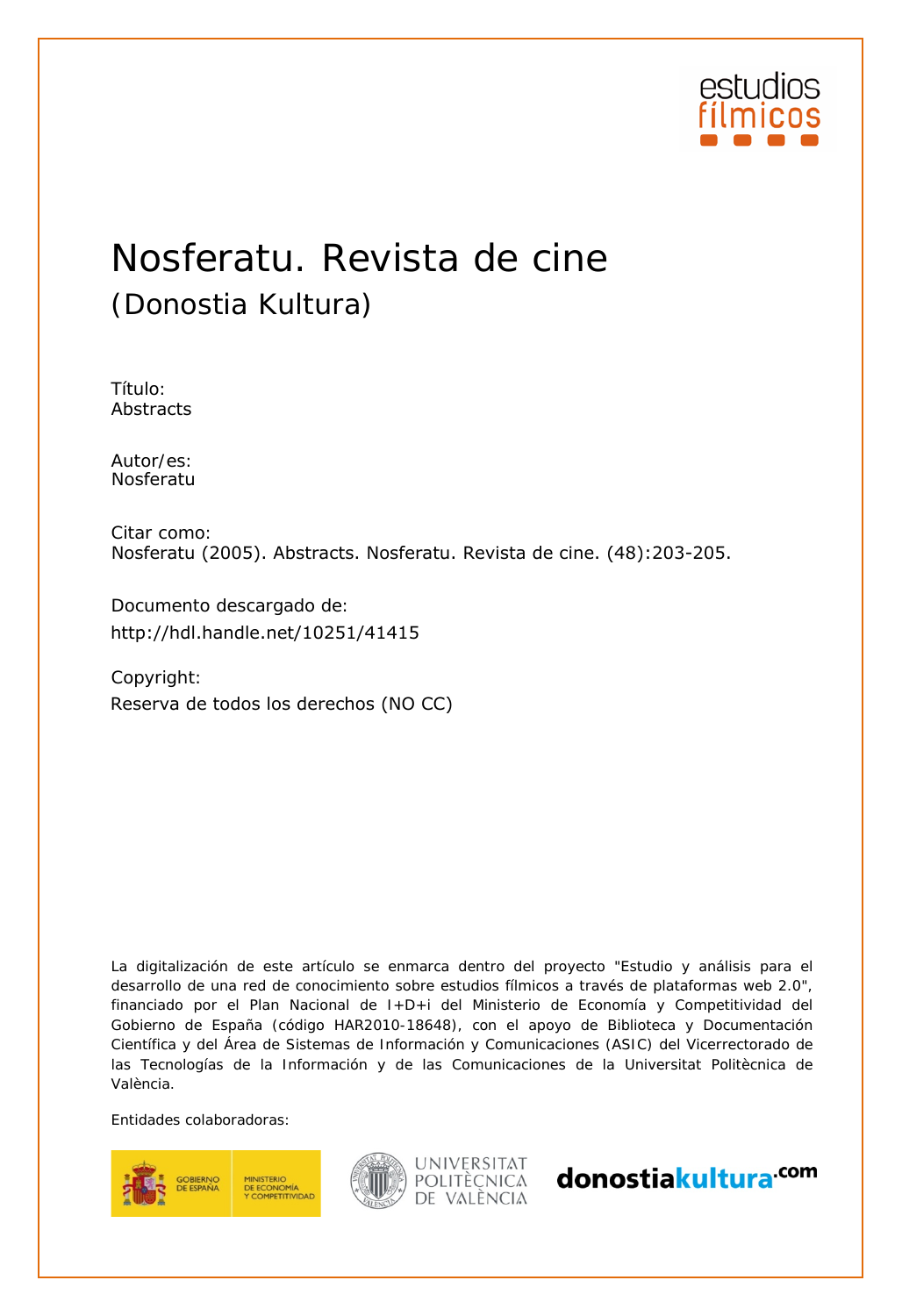estudios fílmicos

# Nosferatu. Revista de cine

## (Donostia Kultura)

Título:
Abstracts

Autor/es:
Nosferatu

Citar como:
Nosferatu (2005). Abstracts. Nosferatu. Revista de cine. (48):203-205.

Documento descargado de:
http://hdl.handle.net/10251/41415

Copyright:
Reserva de todos los derechos (NO CC)

La digitalización de este artículo se enmarca dentro del proyecto "Estudio y análisis para el desarrollo de una red de conocimiento sobre estudios fílmicos a través de plataformas web 2.0", financiado por el Plan Nacional de I+D+i del Ministerio de Economía y Competitividad del Gobierno de España (código HAR2010-18648), con el apoyo de Biblioteca y Documentación Científica y del Área de Sistemas de Información y Comunicaciones (ASIC) del Vicerrectorado de las Tecnologías de la Información y de las Comunicaciones de la Universitat Politècnica de València.

Entidades colaboradoras:

GOBIERNO DE ESPAÑA — MINISTERIO DE ECONOMÍA Y COMPETITIVIDAD

UNIVERSITAT POLITÈCNICA DE VALÈNCIA

donostiakultura.com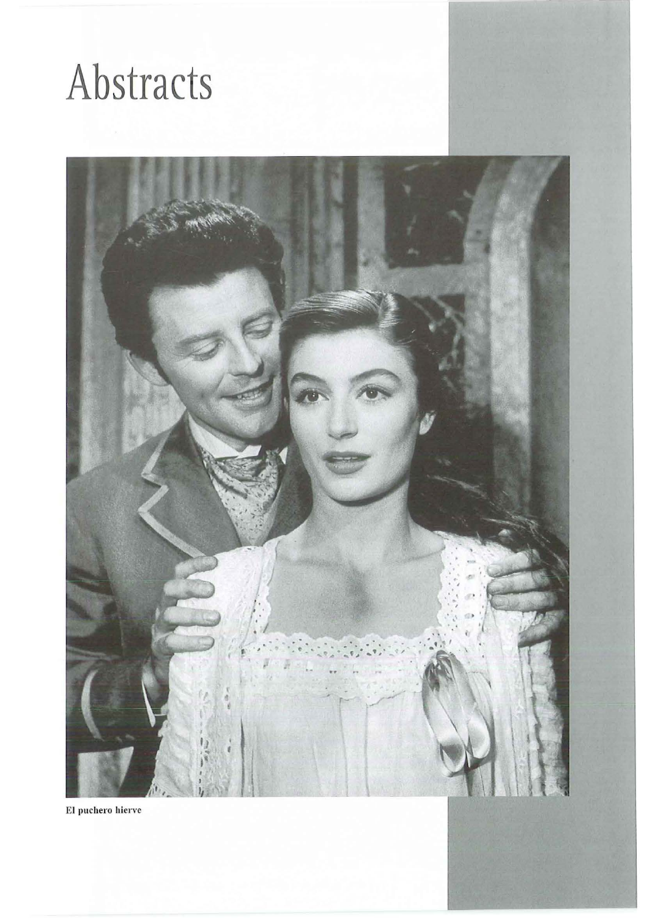# Abstracts

El puchero hierve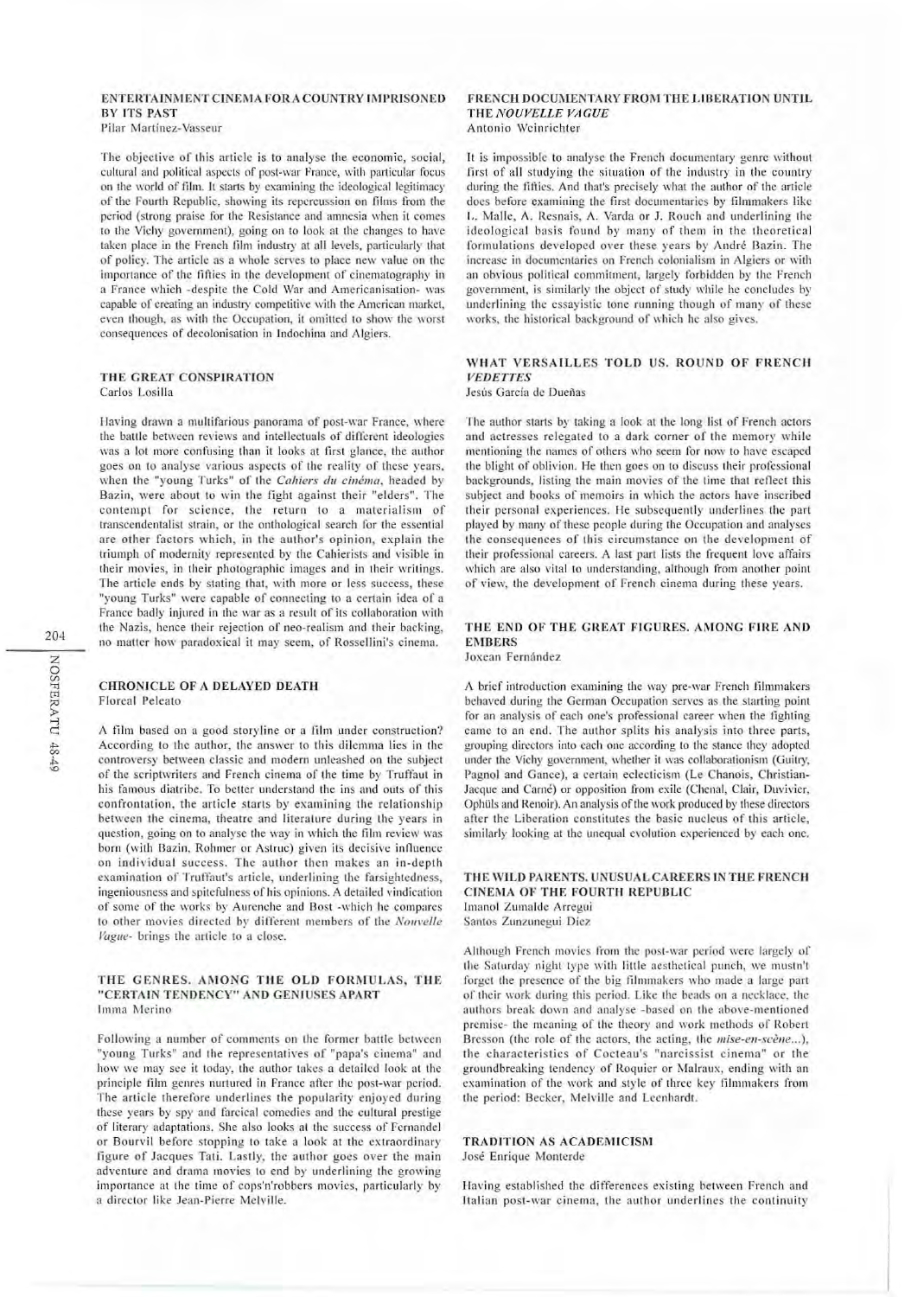## ENTERTAINMENT CINEMA FOR A COUNTRY IMPRISONED BY ITS PAST
Pilar Martínez-Vasseur

The objective of this article is to analyse the economic, social, cultural and political aspects of post-war France, with particular focus on the world of film. It starts by examining the ideological legitimacy of the Fourth Republic, showing its repercussion on films from the period (strong praise for the Resistance and amnesia when it comes to the Vichy government), going on to look at the changes to have taken place in the French film industry at all levels, particularly that of policy. The article as a whole serves to place new value on the importance of the fifties in the development of cinematography in a France which -despite the Cold War and Americanisation- was capable of creating an industry competitive with the American market, even though, as with the Occupation, it omitted to show the worst consequences of decolonisation in Indochina and Algiers.

## THE GREAT CONSPIRATION
Carlos Losilla

Having drawn a multifarious panorama of post-war France, where the battle between reviews and intellectuals of different ideologies was a lot more confusing than it looks at first glance, the author goes on to analyse various aspects of the reality of these years, when the "young Turks" of the *Cahiers du cinéma*, headed by Bazin, were about to win the fight against their "elders". The contempt for science, the return to a materialism of transcendentalist strain, or the onthological search for the essential are other factors which, in the author's opinion, explain the triumph of modernity represented by the Cahierists and visible in their movies, in their photographic images and in their writings. The article ends by stating that, with more or less success, these "young Turks" were capable of connecting to a certain idea of a France badly injured in the war as a result of its collaboration with the Nazis, hence their rejection of neo-realism and their backing, no matter how paradoxical it may seem, of Rossellini's cinema.

## CHRONICLE OF A DELAYED DEATH
Floreal Peleato

A film based on a good storyline or a film under construction? According to the author, the answer to this dilemma lies in the controversy between classic and modern unleashed on the subject of the scriptwriters and French cinema of the time by Truffaut in his famous diatribe. To better understand the ins and outs of this confrontation, the article starts by examining the relationship between the cinema, theatre and literature during the years in question, going on to analyse the way in which the film review was born (with Bazin, Rohmer or Astruc) given its decisive influence on individual success. The author then makes an in-depth examination of Truffaut's article, underlining the farsightedness, ingeniousness and spitefulness of his opinions. A detailed vindication of some of the works by Aurenche and Bost -which he compares to other movies directed by different members of the *Nouvelle Vague*- brings the article to a close.

## THE GENRES. AMONG THE OLD FORMULAS, THE "CERTAIN TENDENCY" AND GENIUSES APART
Imma Merino

Following a number of comments on the former battle between "young Turks" and the representatives of "papa's cinema" and how we may see it today, the author takes a detailed look at the principle film genres nurtured in France after the post-war period. The article therefore underlines the popularity enjoyed during these years by spy and farcical comedies and the cultural prestige of literary adaptations. She also looks at the success of Fernandel or Bourvil before stopping to take a look at the extraordinary figure of Jacques Tati. Lastly, the author goes over the main adventure and drama movies to end by underlining the growing importance at the time of cops'n'robbers movies, particularly by a director like Jean-Pierre Melville.

## FRENCH DOCUMENTARY FROM THE LIBERATION UNTIL THE *NOUVELLE VAGUE*
Antonio Weinrichter

It is impossible to analyse the French documentary genre without first of all studying the situation of the industry in the country during the fifties. And that's precisely what the author of the article does before examining the first documentaries by filmmakers like L. Malle, A. Resnais, A. Varda or J. Rouch and underlining the ideological basis found by many of them in the theoretical formulations developed over these years by André Bazin. The increase in documentaries on French colonialism in Algiers or with an obvious political commitment, largely forbidden by the French government, is similarly the object of study while he concludes by underlining the essayistic tone running though of many of these works, the historical background of which he also gives.

## WHAT VERSAILLES TOLD US. ROUND OF FRENCH *VEDETTES*
Jesús García de Dueñas

The author starts by taking a look at the long list of French actors and actresses relegated to a dark corner of the memory while mentioning the names of others who seem for now to have escaped the blight of oblivion. He then goes on to discuss their professional backgrounds, listing the main movies of the time that reflect this subject and books of memoirs in which the actors have inscribed their personal experiences. He subsequently underlines the part played by many of these people during the Occupation and analyses the consequences of this circumstance on the development of their professional careers. A last part lists the frequent love affairs which are also vital to understanding, although from another point of view, the development of French cinema during these years.

## THE END OF THE GREAT FIGURES. AMONG FIRE AND EMBERS
Joxean Fernández

A brief introduction examining the way pre-war French filmmakers behaved during the German Occupation serves as the starting point for an analysis of each one's professional career when the fighting came to an end. The author splits his analysis into three parts, grouping directors into each one according to the stance they adopted under the Vichy government, whether it was collaborationism (Guitry, Pagnol and Gance), a certain eclecticism (Le Chanois, Christian-Jacque and Carné) or opposition from exile (Chenal, Clair, Duvivier, Ophüls and Renoir). An analysis of the work produced by these directors after the Liberation constitutes the basic nucleus of this article, similarly looking at the unequal evolution experienced by each one.

## THE WILD PARENTS. UNUSUAL CAREERS IN THE FRENCH CINEMA OF THE FOURTH REPUBLIC
Imanol Zumalde Arregui
Santos Zunzunegui Díez

Although French movies from the post-war period were largely of the Saturday night type with little aesthetical punch, we mustn't forget the presence of the big filmmakers who made a large part of their work during this period. Like the beads on a necklace, the authors break down and analyse -based on the above-mentioned premise- the meaning of the theory and work methods of Robert Bresson (the role of the actors, the acting, the *mise-en-scène*...), the characteristics of Cocteau's "narcissist cinema" or the groundbreaking tendency of Roquier or Malraux, ending with an examination of the work and style of three key filmmakers from the period: Becker, Melville and Leenhardt.

## TRADITION AS ACADEMICISM
José Enrique Monterde

Having established the differences existing between French and Italian post-war cinema, the author underlines the continuity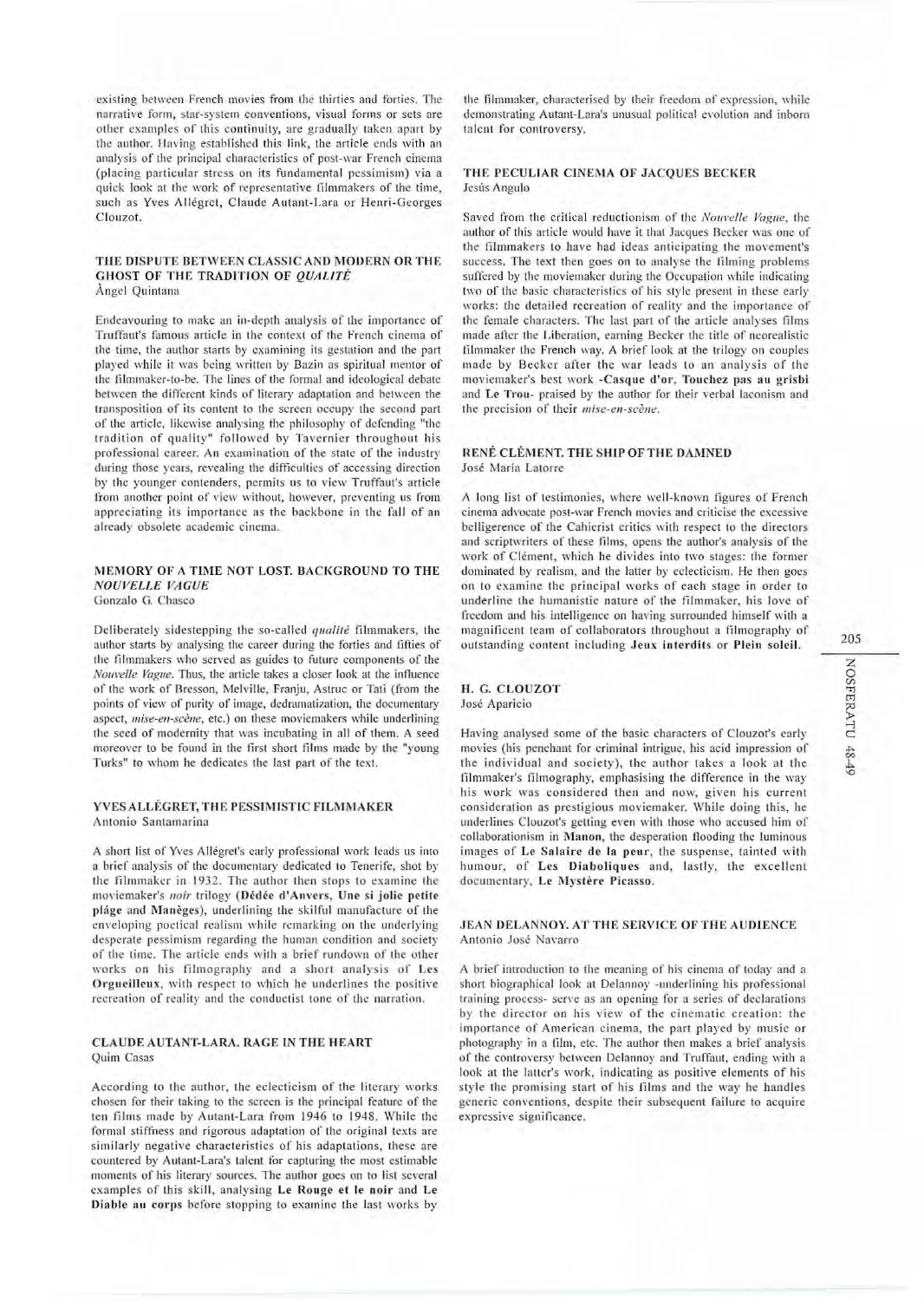existing between French movies from the thirties and forties. The narrative form, star-system conventions, visual forms or sets are other examples of this continuity, are gradually taken apart by the author. Having established this link, the article ends with an analysis of the principal characteristics of post-war French cinema (placing particular stress on its fundamental pessimism) via a quick look at the work of representative filmmakers of the time, such as Yves Allégret, Claude Autant-Lara or Henri-Georges Clouzot.

### THE DISPUTE BETWEEN CLASSIC AND MODERN OR THE GHOST OF THE TRADITION OF *QUALITÉ*
Àngel Quintana

Endeavouring to make an in-depth analysis of the importance of Truffaut's famous article in the context of the French cinema of the time, the author starts by examining its gestation and the part played while it was being written by Bazin as spiritual mentor of the filmmaker-to-be. The lines of the formal and ideological debate between the different kinds of literary adaptation and between the transposition of its content to the screen occupy the second part of the article, likewise analysing the philosophy of defending "the tradition of quality" followed by Tavernier throughout his professional career. An examination of the state of the industry during those years, revealing the difficulties of accessing direction by the younger contenders, permits us to view Truffaut's article from another point of view without, however, preventing us from appreciating its importance as the backbone in the fall of an already obsolete academic cinema.

### MEMORY OF A TIME NOT LOST. BACKGROUND TO THE *NOUVELLE VAGUE*
Gonzalo G. Chasco

Deliberately sidestepping the so-called *qualité* filmmakers, the author starts by analysing the career during the forties and fifties of the filmmakers who served as guides to future components of the *Nouvelle Vague*. Thus, the article takes a closer look at the influence of the work of Bresson, Melville, Franju, Astruc or Tati (from the points of view of purity of image, dedramatization, the documentary aspect, *mise-en-scène*, etc.) on these moviemakers while underlining the seed of modernity that was incubating in all of them. A seed moreover to be found in the first short films made by the "young Turks" to whom he dedicates the last part of the text.

### YVES ALLÉGRET, THE PESSIMISTIC FILMMAKER
Antonio Santamarina

A short list of Yves Allégret's early professional work leads us into a brief analysis of the documentary dedicated to Tenerife, shot by the filmmaker in 1932. The author then stops to examine the moviemaker's *noir* trilogy (**Dédée d'Anvers**, **Une si jolie petite plâge** and **Manèges**), underlining the skilful manufacture of the enveloping poetical realism while remarking on the underlying desperate pessimism regarding the human condition and society of the time. The article ends with a brief rundown of the other works on his filmography and a short analysis of **Les Orgueilleux**, with respect to which he underlines the positive recreation of reality and the conductist tone of the narration.

### CLAUDE AUTANT-LARA. RAGE IN THE HEART
Quim Casas

According to the author, the eclecticism of the literary works chosen for their taking to the screen is the principal feature of the ten films made by Autant-Lara from 1946 to 1948. While the formal stiffness and rigorous adaptation of the original texts are similarly negative characteristics of his adaptations, these are countered by Autant-Lara's talent for capturing the most estimable moments of his literary sources. The author goes on to list several examples of this skill, analysing **Le Rouge et le noir** and **Le Diable au corps** before stopping to examine the last works by the filmmaker, characterised by their freedom of expression, while demonstrating Autant-Lara's unusual political evolution and inborn talent for controversy.

### THE PECULIAR CINEMA OF JACQUES BECKER
Jesús Angulo

Saved from the critical reductionism of the *Nouvelle Vague*, the author of this article would have it that Jacques Becker was one of the filmmakers to have had ideas anticipating the movement's success. The text then goes on to analyse the filming problems suffered by the moviemaker during the Occupation while indicating two of the basic characteristics of his style present in these early works: the detailed recreation of reality and the importance of the female characters. The last part of the article analyses films made after the Liberation, earning Becker the title of neorealistic filmmaker the French way. A brief look at the trilogy on couples made by Becker after the war leads to an analysis of the moviemaker's best work -**Casque d'or**, **Touchez pas au grisbi** and **Le Trou**- praised by the author for their verbal laconism and the precision of their *mise-en-scène*.

### RENÉ CLÉMENT. THE SHIP OF THE DAMNED
José María Latorre

A long list of testimonies, where well-known figures of French cinema advocate post-war French movies and criticise the excessive belligerence of the Cahierist critics with respect to the directors and scriptwriters of these films, opens the author's analysis of the work of Clément, which he divides into two stages: the former dominated by realism, and the latter by eclecticism. He then goes on to examine the principal works of each stage in order to underline the humanistic nature of the filmmaker, his love of freedom and his intelligence on having surrounded himself with a magnificent team of collaborators throughout a filmography of outstanding content including **Jeux interdits** or **Plein soleil**.

### H. G. CLOUZOT
José Aparicio

Having analysed some of the basic characters of Clouzot's early movies (his penchant for criminal intrigue, his acid impression of the individual and society), the author takes a look at the filmmaker's filmography, emphasising the difference in the way his work was considered then and now, given his current consideration as prestigious moviemaker. While doing this, he underlines Clouzot's getting even with those who accused him of collaborationism in **Manon**, the desperation flooding the luminous images of **Le Salaire de la peur**, the suspense, tainted with humour, of **Les Diaboliques** and, lastly, the excellent documentary, **Le Mystère Picasso**.

### JEAN DELANNOY. AT THE SERVICE OF THE AUDIENCE
Antonio José Navarro

A brief introduction to the meaning of his cinema of today and a short biographical look at Delannoy -underlining his professional training process- serve as an opening for a series of declarations by the director on his view of the cinematic creation: the importance of American cinema, the part played by music or photography in a film, etc. The author then makes a brief analysis of the controversy between Delannoy and Truffaut, ending with a look at the latter's work, indicating as positive elements of his style the promising start of his films and the way he handles generic conventions, despite their subsequent failure to acquire expressive significance.